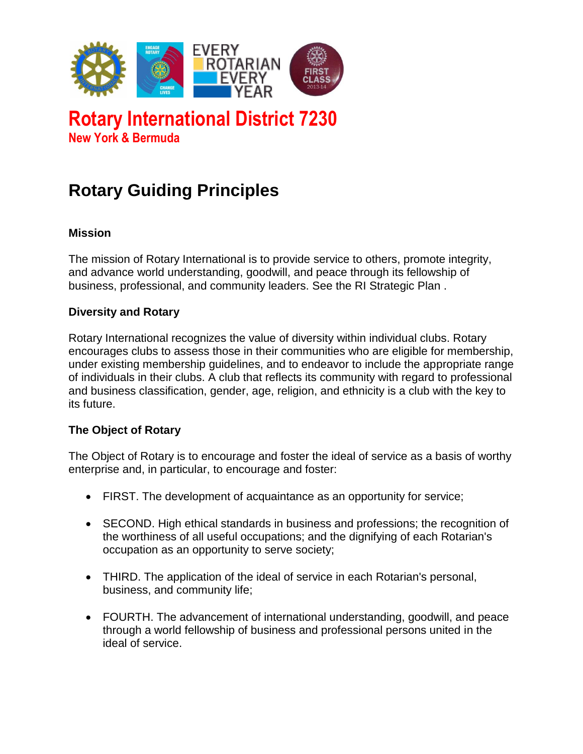# Rotary International District 7230

## New York & Bermuda

# Rotary Guiding Principles

### Mission

The mission of Rotary International is to provide service to others, promote integrity, and advance world understanding, goodwill, and peace through its fellowship of business, professional, and community leaders. See the RI Strategic Plan .

### Diversity and Rotary

Rotary International recognizes the value of diversity within individual clubs. Rotary encourages clubs to assess those in their communities who are eligible for membership, under existing membership guidelines, and to endeavor to include the appropriate range of individuals in their clubs. A club that reflects its community with regard to professional and business classification, gender, age, religion, and ethnicity is a club with the key to its future.

### The Object of Rotary

The Object of Rotary is to encourage and foster the ideal of service as a basis of worthy enterprise and, in particular, to encourage and foster:

- FIRST. The development of acquaintance as an opportunity for service;
- SECOND. High ethical standards in business and professions; the recognition of the worthiness of all useful occupations; and the dignifying of each Rotarian's occupation as an opportunity to serve society;
- THIRD. The application of the ideal of service in each Rotarian's personal, business, and community life;
- FOURTH. The advancement of international understanding, goodwill, and peace through a world fellowship of business and professional persons united in the ideal of service.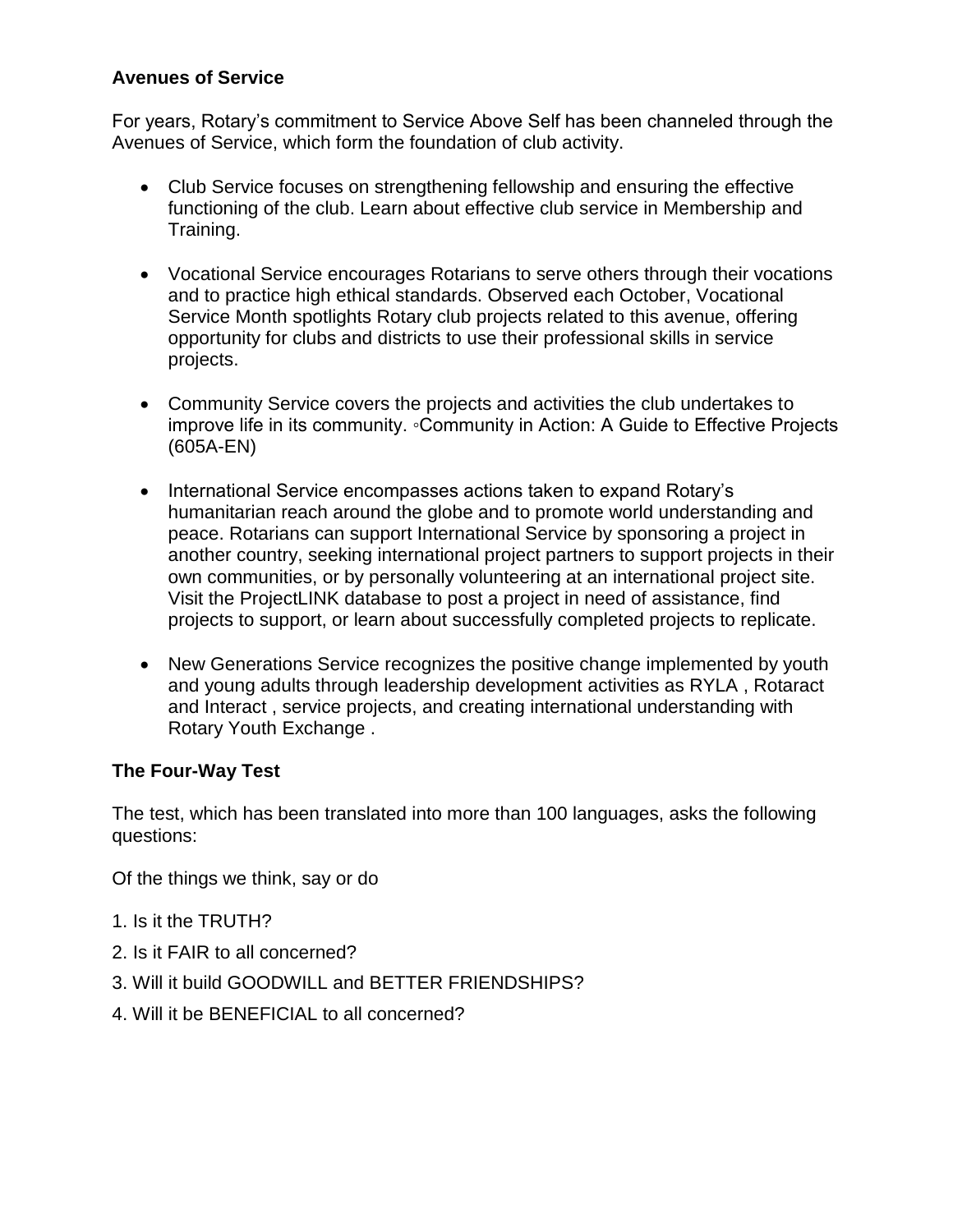**Avenues of Service**

For years, Rotary's commitment to Service Above Self has been channeled through the Avenues of Service, which form the foundation of club activity.

- Club Service focuses on strengthening fellowship and ensuring the effective functioning of the club. Learn about effective club service in Membership and Training.

- Vocational Service encourages Rotarians to serve others through their vocations and to practice high ethical standards. Observed each October, Vocational Service Month spotlights Rotary club projects related to this avenue, offering opportunity for clubs and districts to use their professional skills in service projects.

- Community Service covers the projects and activities the club undertakes to improve life in its community. ◦Community in Action: A Guide to Effective Projects (605A-EN)

- International Service encompasses actions taken to expand Rotary's humanitarian reach around the globe and to promote world understanding and peace. Rotarians can support International Service by sponsoring a project in another country, seeking international project partners to support projects in their own communities, or by personally volunteering at an international project site. Visit the ProjectLINK database to post a project in need of assistance, find projects to support, or learn about successfully completed projects to replicate.

- New Generations Service recognizes the positive change implemented by youth and young adults through leadership development activities as RYLA , Rotaract and Interact , service projects, and creating international understanding with Rotary Youth Exchange .

**The Four-Way Test**

The test, which has been translated into more than 100 languages, asks the following questions:

Of the things we think, say or do

1. Is it the TRUTH?
2. Is it FAIR to all concerned?
3. Will it build GOODWILL and BETTER FRIENDSHIPS?
4. Will it be BENEFICIAL to all concerned?